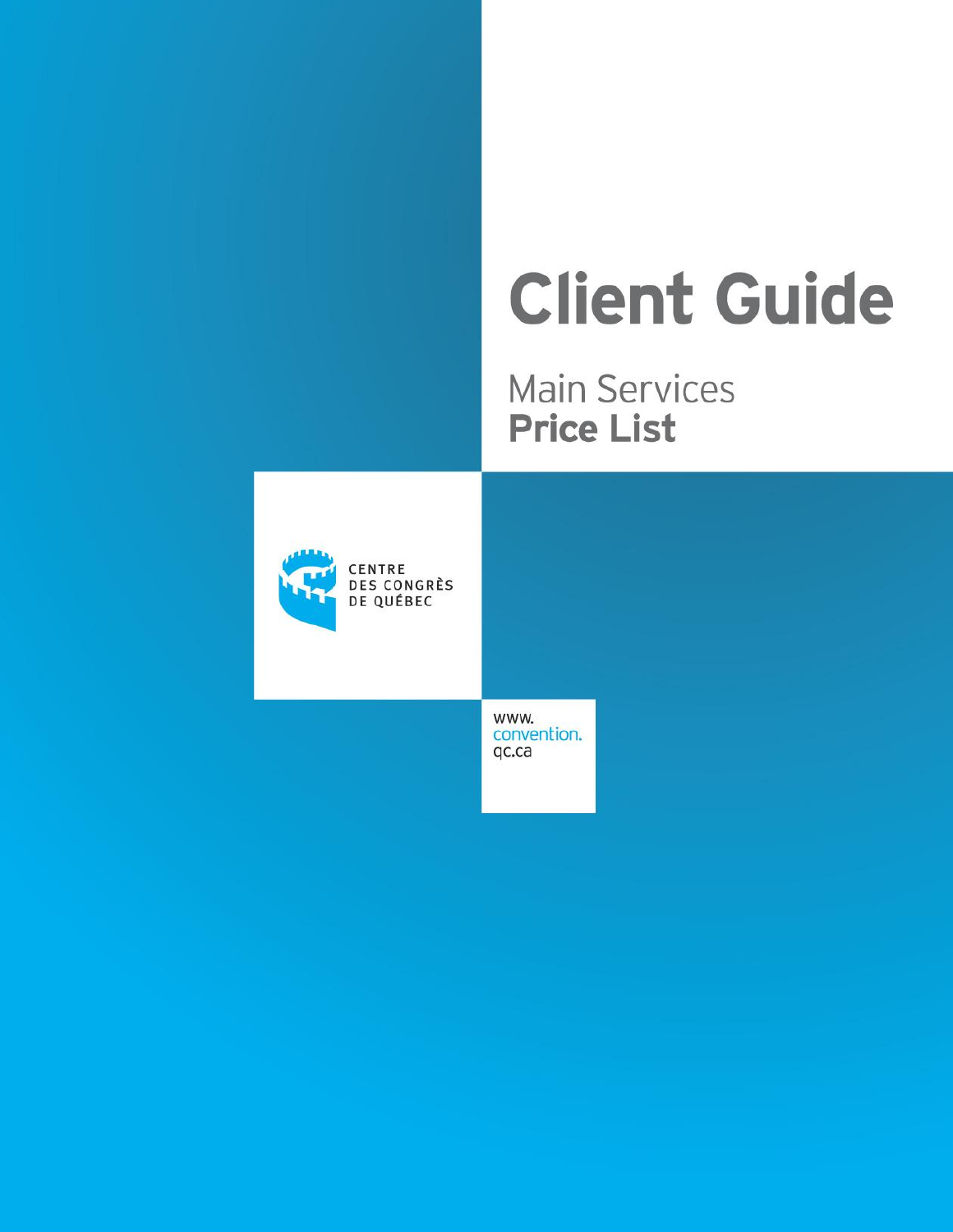# Client Guide

## Main Services
## **Price List**

CENTRE
DES CONGRÈS
DE QUÉBEC

www.
convention.
qc.ca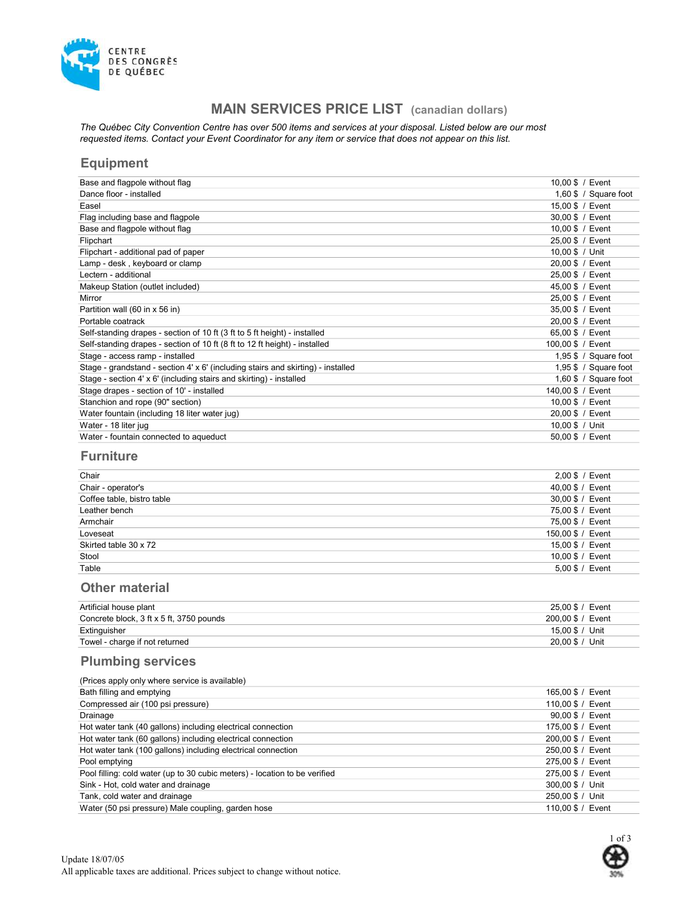CENTRE DES CONGRÈS DE QUÉBEC

# MAIN SERVICES PRICE LIST (canadian dollars)

*The Québec City Convention Centre has over 500 items and services at your disposal. Listed below are our most requested items. Contact your Event Coordinator for any item or service that does not appear on this list.*

## Equipment

| | |
|---|---|
| Base and flagpole without flag | 10,00 $ / Event |
| Dance floor - installed | 1,60 $ / Square foot |
| Easel | 15,00 $ / Event |
| Flag including base and flagpole | 30,00 $ / Event |
| Base and flagpole without flag | 10,00 $ / Event |
| Flipchart | 25,00 $ / Event |
| Flipchart - additional pad of paper | 10,00 $ / Unit |
| Lamp - desk , keyboard or clamp | 20,00 $ / Event |
| Lectern - additional | 25,00 $ / Event |
| Makeup Station (outlet included) | 45,00 $ / Event |
| Mirror | 25,00 $ / Event |
| Partition wall (60 in x 56 in) | 35,00 $ / Event |
| Portable coatrack | 20,00 $ / Event |
| Self-standing drapes - section of 10 ft (3 ft to 5 ft height) - installed | 65,00 $ / Event |
| Self-standing drapes - section of 10 ft (8 ft to 12 ft height) - installed | 100,00 $ / Event |
| Stage - access ramp - installed | 1,95 $ / Square foot |
| Stage - grandstand - section 4' x 6' (including stairs and skirting) - installed | 1,95 $ / Square foot |
| Stage - section 4' x 6' (including stairs and skirting) - installed | 1,60 $ / Square foot |
| Stage drapes - section of 10' - installed | 140,00 $ / Event |
| Stanchion and rope (90" section) | 10,00 $ / Event |
| Water fountain (including 18 liter water jug) | 20,00 $ / Event |
| Water - 18 liter jug | 10,00 $ / Unit |
| Water - fountain connected to aqueduct | 50,00 $ / Event |

## Furniture

| | |
|---|---|
| Chair | 2,00 $ / Event |
| Chair - operator's | 40,00 $ / Event |
| Coffee table, bistro table | 30,00 $ / Event |
| Leather bench | 75,00 $ / Event |
| Armchair | 75,00 $ / Event |
| Loveseat | 150,00 $ / Event |
| Skirted table 30 x 72 | 15,00 $ / Event |
| Stool | 10,00 $ / Event |
| Table | 5,00 $ / Event |

## Other material

| | |
|---|---|
| Artificial house plant | 25,00 $ / Event |
| Concrete block, 3 ft x 5 ft, 3750 pounds | 200,00 $ / Event |
| Extinguisher | 15,00 $ / Unit |
| Towel - charge if not returned | 20,00 $ / Unit |

## Plumbing services

(Prices apply only where service is available)

| | |
|---|---|
| Bath filling and emptying | 165,00 $ / Event |
| Compressed air (100 psi pressure) | 110,00 $ / Event |
| Drainage | 90,00 $ / Event |
| Hot water tank (40 gallons) including electrical connection | 175,00 $ / Event |
| Hot water tank (60 gallons) including electrical connection | 200,00 $ / Event |
| Hot water tank (100 gallons) including electrical connection | 250,00 $ / Event |
| Pool emptying | 275,00 $ / Event |
| Pool filling: cold water (up to 30 cubic meters) - location to be verified | 275,00 $ / Event |
| Sink - Hot, cold water and drainage | 300,00 $ / Unit |
| Tank, cold water and drainage | 250,00 $ / Unit |
| Water (50 psi pressure) Male coupling, garden hose | 110,00 $ / Event |

Update 18/07/05
All applicable taxes are additional. Prices subject to change without notice.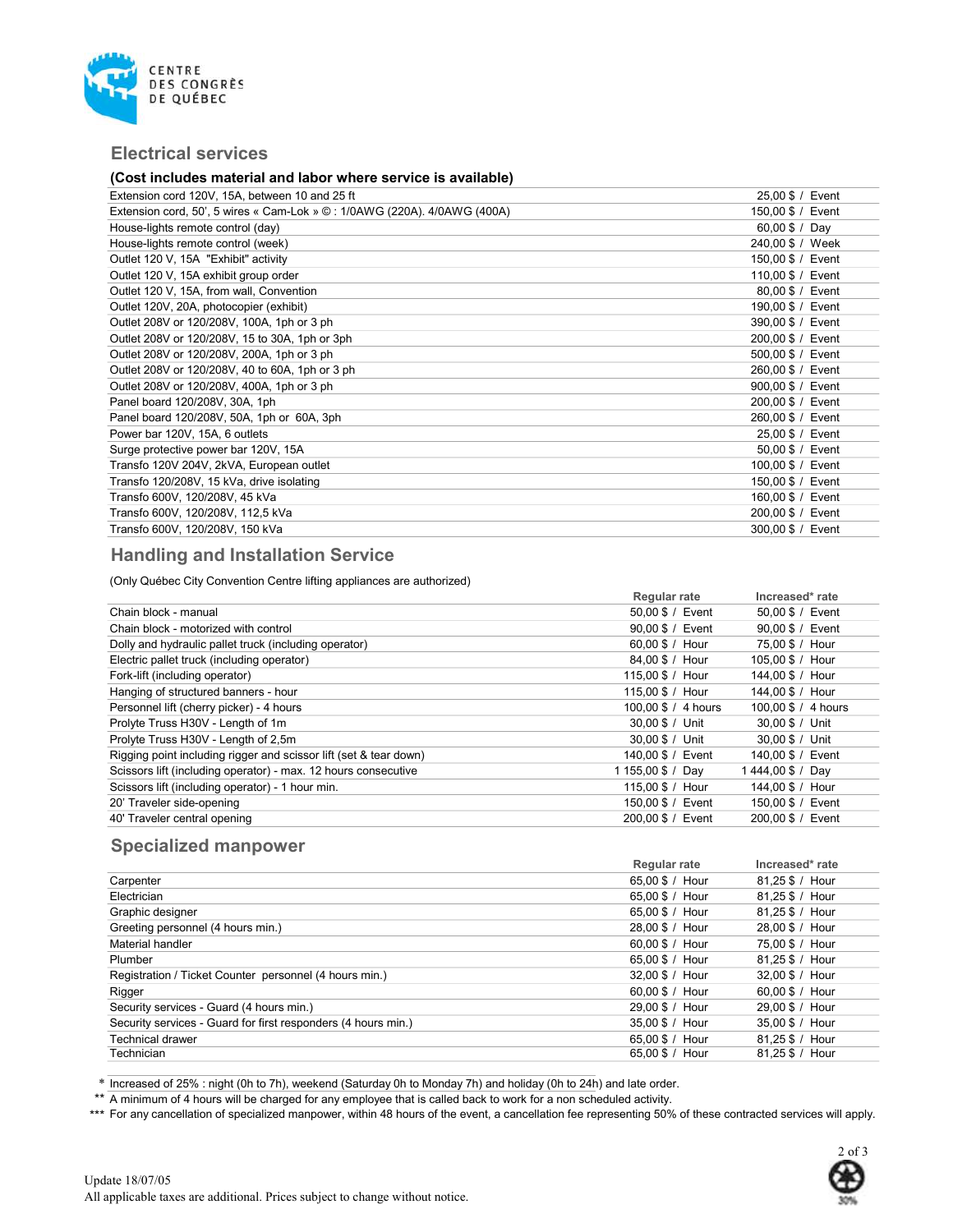## Electrical services

**(Cost includes material and labor where service is available)**

| Item | Rate |
|---|---|
| Extension cord 120V, 15A, between 10 and 25 ft | 25,00 $ / Event |
| Extension cord, 50', 5 wires « Cam-Lok » © : 1/0AWG (220A). 4/0AWG (400A) | 150,00 $ / Event |
| House-lights remote control (day) | 60,00 $ / Day |
| House-lights remote control (week) | 240,00 $ / Week |
| Outlet 120 V, 15A "Exhibit" activity | 150,00 $ / Event |
| Outlet 120 V, 15A exhibit group order | 110,00 $ / Event |
| Outlet 120 V, 15A, from wall, Convention | 80,00 $ / Event |
| Outlet 120V, 20A, photocopier (exhibit) | 190,00 $ / Event |
| Outlet 208V or 120/208V, 100A, 1ph or 3 ph | 390,00 $ / Event |
| Outlet 208V or 120/208V, 15 to 30A, 1ph or 3ph | 200,00 $ / Event |
| Outlet 208V or 120/208V, 200A, 1ph or 3 ph | 500,00 $ / Event |
| Outlet 208V or 120/208V, 40 to 60A, 1ph or 3 ph | 260,00 $ / Event |
| Outlet 208V or 120/208V, 400A, 1ph or 3 ph | 900,00 $ / Event |
| Panel board 120/208V, 30A, 1ph | 200,00 $ / Event |
| Panel board 120/208V, 50A, 1ph or 60A, 3ph | 260,00 $ / Event |
| Power bar 120V, 15A, 6 outlets | 25,00 $ / Event |
| Surge protective power bar 120V, 15A | 50,00 $ / Event |
| Transfo 120V 204V, 2kVA, European outlet | 100,00 $ / Event |
| Transfo 120/208V, 15 kVa, drive isolating | 150,00 $ / Event |
| Transfo 600V, 120/208V, 45 kVa | 160,00 $ / Event |
| Transfo 600V, 120/208V, 112,5 kVa | 200,00 $ / Event |
| Transfo 600V, 120/208V, 150 kVa | 300,00 $ / Event |

## Handling and Installation Service

(Only Québec City Convention Centre lifting appliances are authorized)

| Item | Regular rate | Increased* rate |
|---|---|---|
| Chain block - manual | 50,00 $ / Event | 50,00 $ / Event |
| Chain block - motorized with control | 90,00 $ / Event | 90,00 $ / Event |
| Dolly and hydraulic pallet truck (including operator) | 60,00 $ / Hour | 75,00 $ / Hour |
| Electric pallet truck (including operator) | 84,00 $ / Hour | 105,00 $ / Hour |
| Fork-lift (including operator) | 115,00 $ / Hour | 144,00 $ / Hour |
| Hanging of structured banners - hour | 115,00 $ / Hour | 144,00 $ / Hour |
| Personnel lift (cherry picker) - 4 hours | 100,00 $ / 4 hours | 100,00 $ / 4 hours |
| Prolyte Truss H30V - Length of 1m | 30,00 $ / Unit | 30,00 $ / Unit |
| Prolyte Truss H30V - Length of 2,5m | 30,00 $ / Unit | 30,00 $ / Unit |
| Rigging point including rigger and scissor lift (set & tear down) | 140,00 $ / Event | 140,00 $ / Event |
| Scissors lift (including operator) - max. 12 hours consecutive | 1 155,00 $ / Day | 1 444,00 $ / Day |
| Scissors lift (including operator) - 1 hour min. | 115,00 $ / Hour | 144,00 $ / Hour |
| 20' Traveler side-opening | 150,00 $ / Event | 150,00 $ / Event |
| 40' Traveler central opening | 200,00 $ / Event | 200,00 $ / Event |

## Specialized manpower

| Item | Regular rate | Increased* rate |
|---|---|---|
| Carpenter | 65,00 $ / Hour | 81,25 $ / Hour |
| Electrician | 65,00 $ / Hour | 81,25 $ / Hour |
| Graphic designer | 65,00 $ / Hour | 81,25 $ / Hour |
| Greeting personnel (4 hours min.) | 28,00 $ / Hour | 28,00 $ / Hour |
| Material handler | 60,00 $ / Hour | 75,00 $ / Hour |
| Plumber | 65,00 $ / Hour | 81,25 $ / Hour |
| Registration / Ticket Counter personnel (4 hours min.) | 32,00 $ / Hour | 32,00 $ / Hour |
| Rigger | 60,00 $ / Hour | 60,00 $ / Hour |
| Security services - Guard (4 hours min.) | 29,00 $ / Hour | 29,00 $ / Hour |
| Security services - Guard for first responders (4 hours min.) | 35,00 $ / Hour | 35,00 $ / Hour |
| Technical drawer | 65,00 $ / Hour | 81,25 $ / Hour |
| Technician | 65,00 $ / Hour | 81,25 $ / Hour |

\* Increased of 25% : night (0h to 7h), weekend (Saturday 0h to Monday 7h) and holiday (0h to 24h) and late order.

** A minimum of 4 hours will be charged for any employee that is called back to work for a non scheduled activity.

*** For any cancellation of specialized manpower, within 48 hours of the event, a cancellation fee representing 50% of these contracted services will apply.

Update 18/07/05

All applicable taxes are additional. Prices subject to change without notice.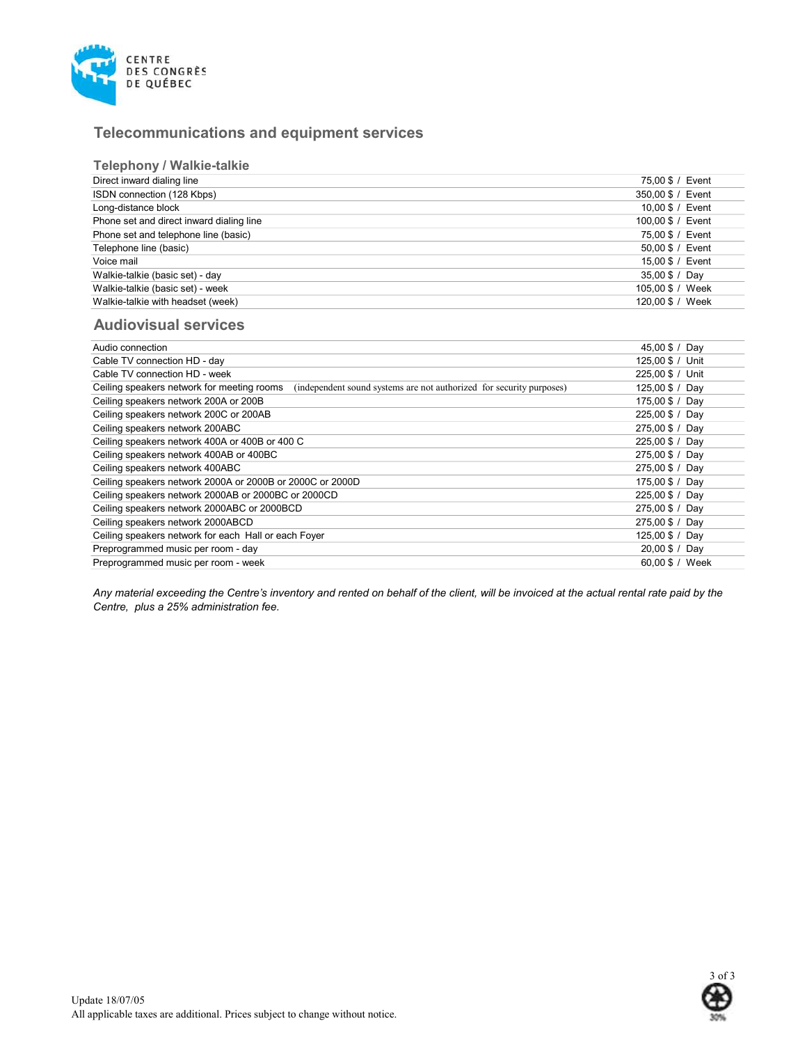## Telecommunications and equipment services

### Telephony / Walkie-talkie

| | |
|---|---|
| Direct inward dialing line | 75,00 $ / Event |
| ISDN connection (128 Kbps) | 350,00 $ / Event |
| Long-distance block | 10,00 $ / Event |
| Phone set and direct inward dialing line | 100,00 $ / Event |
| Phone set and telephone line (basic) | 75,00 $ / Event |
| Telephone line (basic) | 50,00 $ / Event |
| Voice mail | 15,00 $ / Event |
| Walkie-talkie (basic set) - day | 35,00 $ / Day |
| Walkie-talkie (basic set) - week | 105,00 $ / Week |
| Walkie-talkie with headset (week) | 120,00 $ / Week |

## Audiovisual services

| | |
|---|---|
| Audio connection | 45,00 $ / Day |
| Cable TV connection HD - day | 125,00 $ / Unit |
| Cable TV connection HD - week | 225,00 $ / Unit |
| Ceiling speakers network for meeting rooms (independent sound systems are not authorized for security purposes) | 125,00 $ / Day |
| Ceiling speakers network 200A or 200B | 175,00 $ / Day |
| Ceiling speakers network 200C or 200AB | 225,00 $ / Day |
| Ceiling speakers network 200ABC | 275,00 $ / Day |
| Ceiling speakers network 400A or 400B or 400 C | 225,00 $ / Day |
| Ceiling speakers network 400AB or 400BC | 275,00 $ / Day |
| Ceiling speakers network 400ABC | 275,00 $ / Day |
| Ceiling speakers network 2000A or 2000B or 2000C or 2000D | 175,00 $ / Day |
| Ceiling speakers network 2000AB or 2000BC or 2000CD | 225,00 $ / Day |
| Ceiling speakers network 2000ABC or 2000BCD | 275,00 $ / Day |
| Ceiling speakers network 2000ABCD | 275,00 $ / Day |
| Ceiling speakers network for each Hall or each Foyer | 125,00 $ / Day |
| Preprogrammed music per room - day | 20,00 $ / Day |
| Preprogrammed music per room - week | 60,00 $ / Week |

*Any material exceeding the Centre's inventory and rented on behalf of the client, will be invoiced at the actual rental rate paid by the Centre, plus a 25% administration fee.*

Update 18/07/05
All applicable taxes are additional. Prices subject to change without notice.